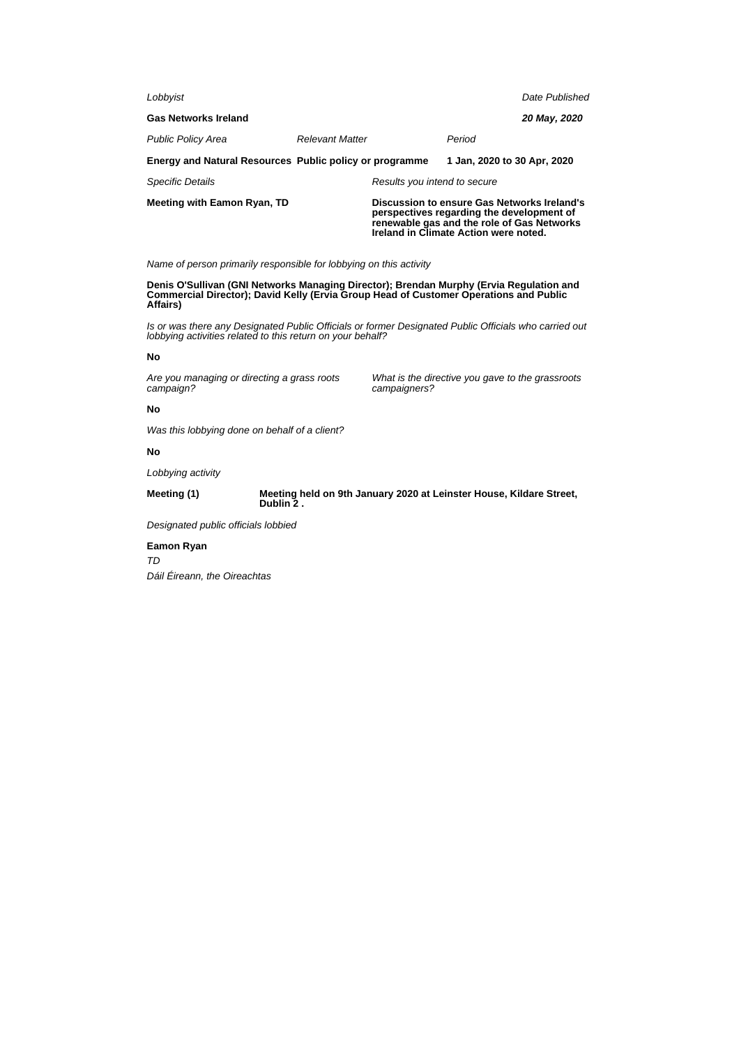*Lobbyist*

**Gas Networks Ireland**

*Date Published*

***20 May, 2020***

*Public Policy Area*

**Energy and Natural Resources**

*Relevant Matter*

**Public policy or programme**

*Period*

**1 Jan, 2020 to 30 Apr, 2020**

*Specific Details*

**Meeting with Eamon Ryan, TD**

*Results you intend to secure*

**Discussion to ensure Gas Networks Ireland's perspectives regarding the development of renewable gas and the role of Gas Networks Ireland in Climate Action were noted.**

*Name of person primarily responsible for lobbying on this activity*

**Denis O'Sullivan (GNI Networks Managing Director); Brendan Murphy (Ervia Regulation and Commercial Director); David Kelly (Ervia Group Head of Customer Operations and Public Affairs)**

*Is or was there any Designated Public Officials or former Designated Public Officials who carried out lobbying activities related to this return on your behalf?*

**No**

*Are you managing or directing a grass roots campaign?*

**No**

*What is the directive you gave to the grassroots campaigners?*

*Was this lobbying done on behalf of a client?*

**No**

*Lobbying activity*

**Meeting (1)** **Meeting held on 9th January 2020 at Leinster House, Kildare Street, Dublin 2 .**

*Designated public officials lobbied*

**Eamon Ryan**

*TD*

*Dáil Éireann, the Oireachtas*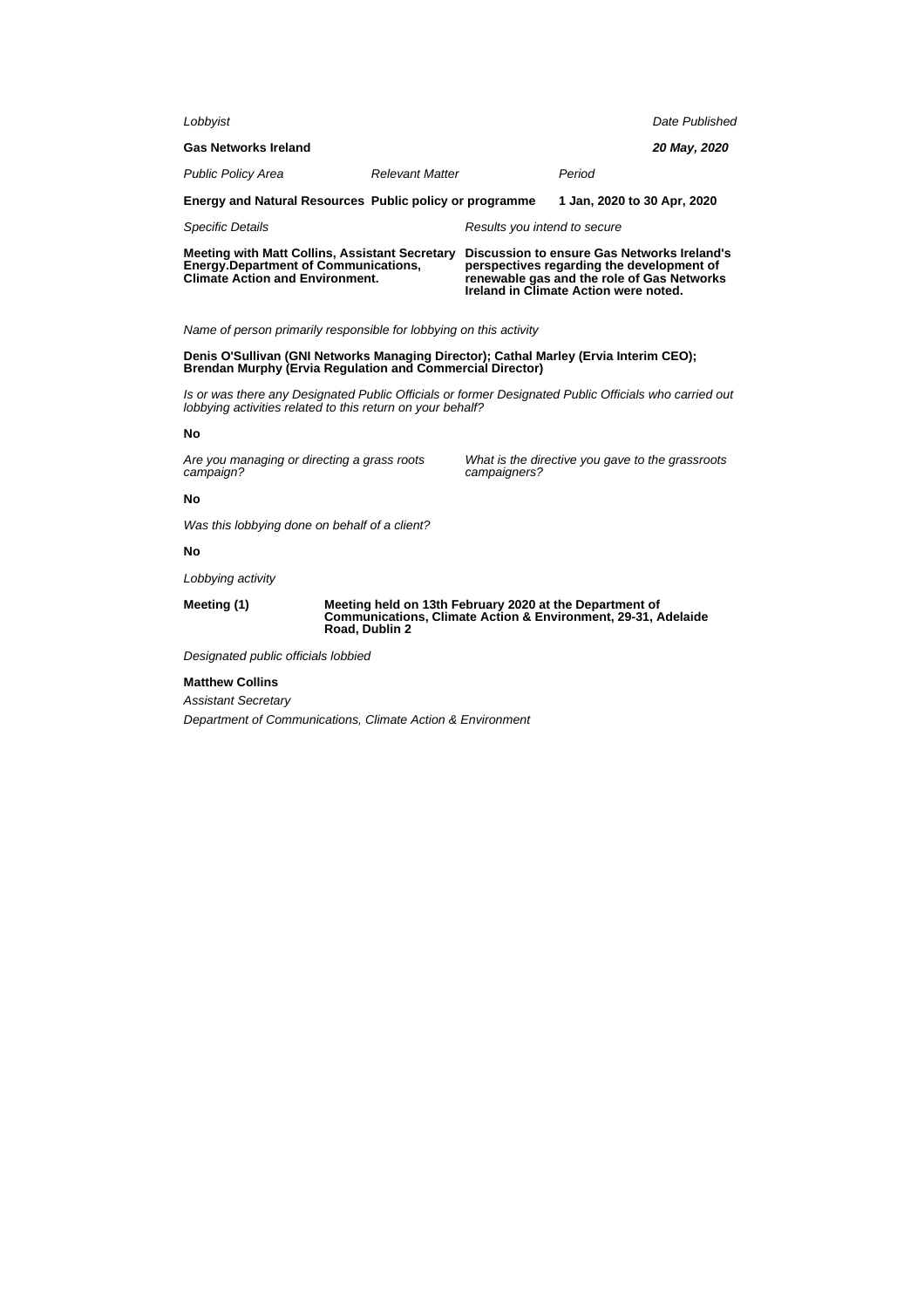*Lobbyist*

**Gas Networks Ireland**

*Date Published*

***20 May, 2020***

| *Public Policy Area* | *Relevant Matter* | *Period* |
|---|---|---|
| **Energy and Natural Resources** | **Public policy or programme** | **1 Jan, 2020 to 30 Apr, 2020** |

| *Specific Details* | *Results you intend to secure* |
|---|---|
| **Meeting with Matt Collins, Assistant Secretary Energy.Department of Communications, Climate Action and Environment.** | **Discussion to ensure Gas Networks Ireland's perspectives regarding the development of renewable gas and the role of Gas Networks Ireland in Climate Action were noted.** |

*Name of person primarily responsible for lobbying on this activity*

**Denis O'Sullivan (GNI Networks Managing Director); Cathal Marley (Ervia Interim CEO); Brendan Murphy (Ervia Regulation and Commercial Director)**

*Is or was there any Designated Public Officials or former Designated Public Officials who carried out lobbying activities related to this return on your behalf?*

**No**

*Are you managing or directing a grass roots campaign?*

**No**

*What is the directive you gave to the grassroots campaigners?*

*Was this lobbying done on behalf of a client?*

**No**

*Lobbying activity*

**Meeting (1)** **Meeting held on 13th February 2020 at the Department of Communications, Climate Action & Environment, 29-31, Adelaide Road, Dublin 2**

*Designated public officials lobbied*

**Matthew Collins**

*Assistant Secretary*

*Department of Communications, Climate Action & Environment*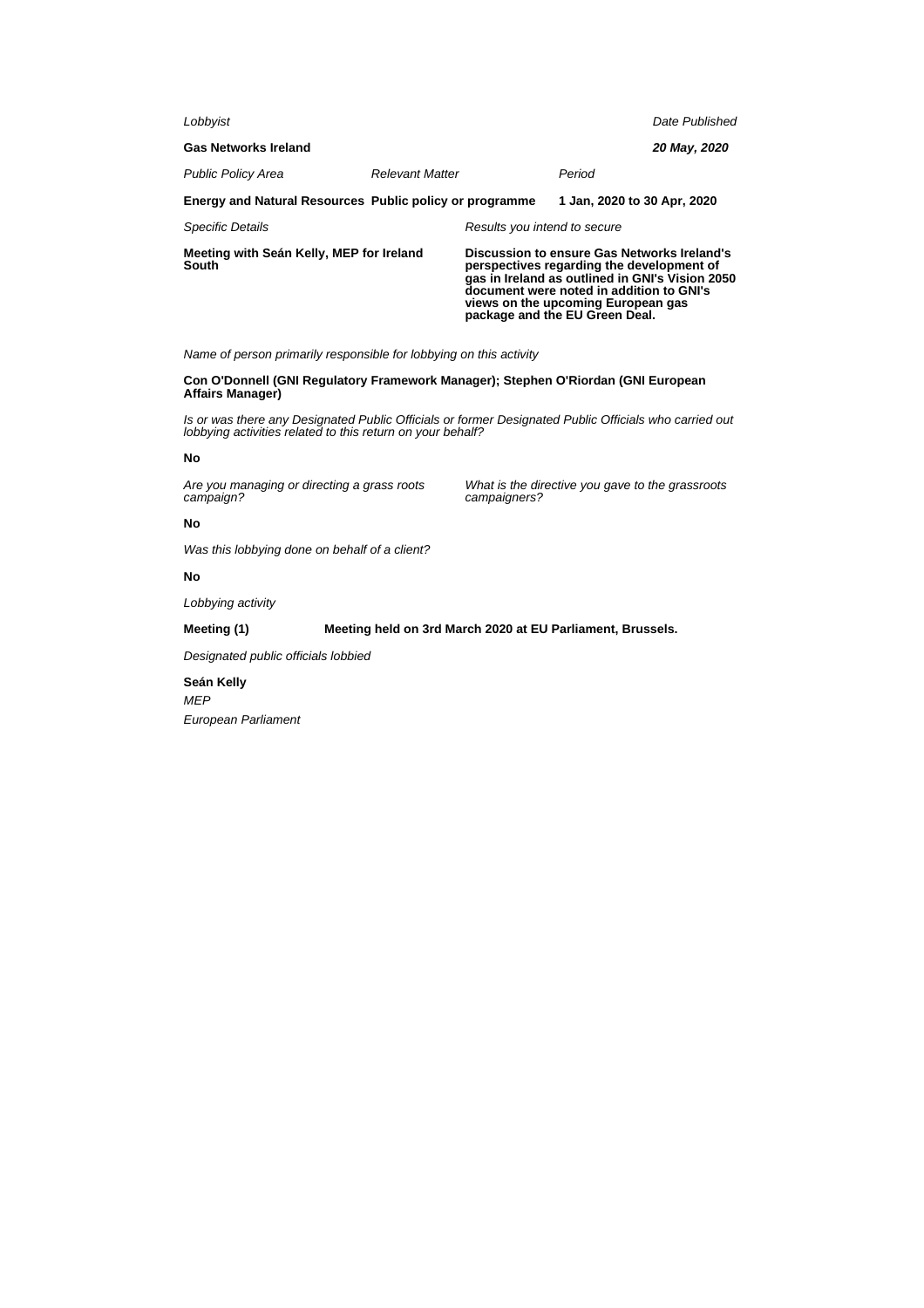*Lobbyist*

**Gas Networks Ireland**

*Date Published*

***20 May, 2020***

| *Public Policy Area* | *Relevant Matter* | *Period* |
|---|---|---|
| **Energy and Natural Resources** | **Public policy or programme** | **1 Jan, 2020 to 30 Apr, 2020** |

| *Specific Details* | *Results you intend to secure* |
|---|---|
| **Meeting with Seán Kelly, MEP for Ireland South** | **Discussion to ensure Gas Networks Ireland's perspectives regarding the development of gas in Ireland as outlined in GNI's Vision 2050 document were noted in addition to GNI's views on the upcoming European gas package and the EU Green Deal.** |

*Name of person primarily responsible for lobbying on this activity*

**Con O'Donnell (GNI Regulatory Framework Manager); Stephen O'Riordan (GNI European Affairs Manager)**

*Is or was there any Designated Public Officials or former Designated Public Officials who carried out lobbying activities related to this return on your behalf?*

**No**

*Are you managing or directing a grass roots campaign?*

**No**

*What is the directive you gave to the grassroots campaigners?*

*Was this lobbying done on behalf of a client?*

**No**

*Lobbying activity*

**Meeting (1)** **Meeting held on 3rd March 2020 at EU Parliament, Brussels.**

*Designated public officials lobbied*

**Seán Kelly**
*MEP*
*European Parliament*